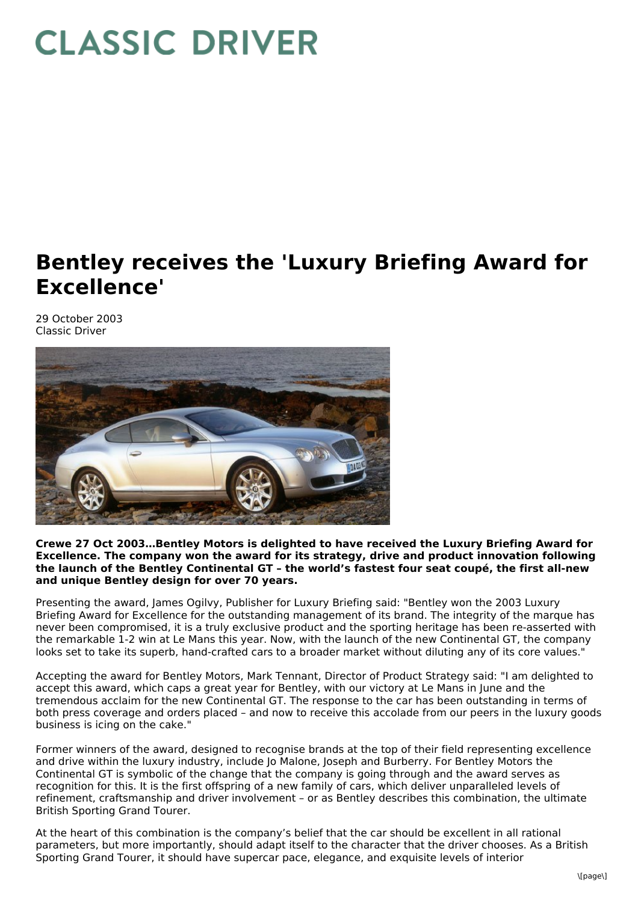# CLASSIC DRIVER

# Bentley receives the 'Luxury Briefing Award for Excellence'

29 October 2003
Classic Driver

**Crewe 27 Oct 2003…Bentley Motors is delighted to have received the Luxury Briefing Award for Excellence. The company won the award for its strategy, drive and product innovation following the launch of the Bentley Continental GT – the world's fastest four seat coupé, the first all-new and unique Bentley design for over 70 years.**

Presenting the award, James Ogilvy, Publisher for Luxury Briefing said: "Bentley won the 2003 Luxury Briefing Award for Excellence for the outstanding management of its brand. The integrity of the marque has never been compromised, it is a truly exclusive product and the sporting heritage has been re-asserted with the remarkable 1-2 win at Le Mans this year. Now, with the launch of the new Continental GT, the company looks set to take its superb, hand-crafted cars to a broader market without diluting any of its core values."

Accepting the award for Bentley Motors, Mark Tennant, Director of Product Strategy said: "I am delighted to accept this award, which caps a great year for Bentley, with our victory at Le Mans in June and the tremendous acclaim for the new Continental GT. The response to the car has been outstanding in terms of both press coverage and orders placed – and now to receive this accolade from our peers in the luxury goods business is icing on the cake."

Former winners of the award, designed to recognise brands at the top of their field representing excellence and drive within the luxury industry, include Jo Malone, Joseph and Burberry. For Bentley Motors the Continental GT is symbolic of the change that the company is going through and the award serves as recognition for this. It is the first offspring of a new family of cars, which deliver unparalleled levels of refinement, craftsmanship and driver involvement – or as Bentley describes this combination, the ultimate British Sporting Grand Tourer.

At the heart of this combination is the company's belief that the car should be excellent in all rational parameters, but more importantly, should adapt itself to the character that the driver chooses. As a British Sporting Grand Tourer, it should have supercar pace, elegance, and exquisite levels of interior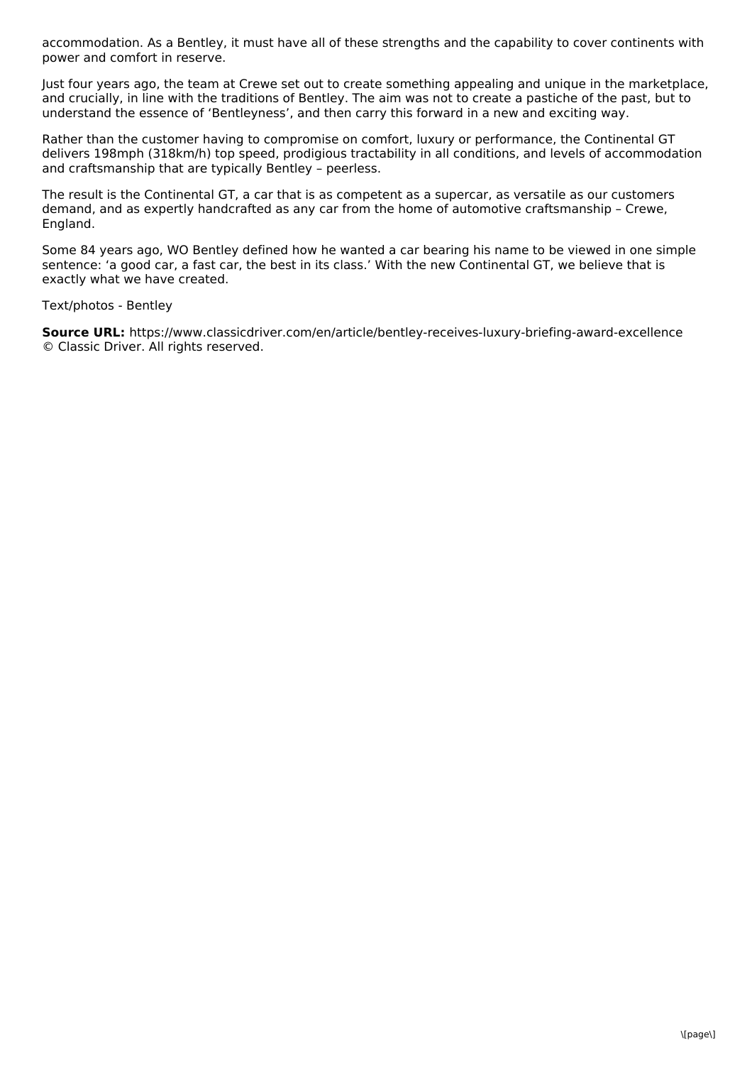accommodation. As a Bentley, it must have all of these strengths and the capability to cover continents with power and comfort in reserve.

Just four years ago, the team at Crewe set out to create something appealing and unique in the marketplace, and crucially, in line with the traditions of Bentley. The aim was not to create a pastiche of the past, but to understand the essence of 'Bentleyness', and then carry this forward in a new and exciting way.

Rather than the customer having to compromise on comfort, luxury or performance, the Continental GT delivers 198mph (318km/h) top speed, prodigious tractability in all conditions, and levels of accommodation and craftsmanship that are typically Bentley – peerless.

The result is the Continental GT, a car that is as competent as a supercar, as versatile as our customers demand, and as expertly handcrafted as any car from the home of automotive craftsmanship – Crewe, England.

Some 84 years ago, WO Bentley defined how he wanted a car bearing his name to be viewed in one simple sentence: 'a good car, a fast car, the best in its class.' With the new Continental GT, we believe that is exactly what we have created.

Text/photos - Bentley

**Source URL:** https://www.classicdriver.com/en/article/bentley-receives-luxury-briefing-award-excellence
© Classic Driver. All rights reserved.